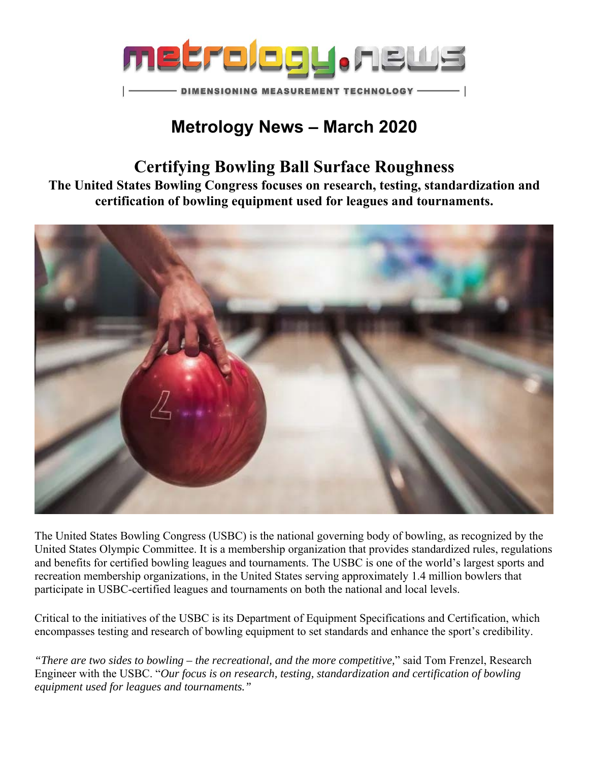metrology.news

DIMENSIONING MEASUREMENT TECHNOLOGY

# Metrology News – March 2020

## Certifying Bowling Ball Surface Roughness

**The United States Bowling Congress focuses on research, testing, standardization and certification of bowling equipment used for leagues and tournaments.**

The United States Bowling Congress (USBC) is the national governing body of bowling, as recognized by the United States Olympic Committee. It is a membership organization that provides standardized rules, regulations and benefits for certified bowling leagues and tournaments. The USBC is one of the world's largest sports and recreation membership organizations, in the United States serving approximately 1.4 million bowlers that participate in USBC-certified leagues and tournaments on both the national and local levels.

Critical to the initiatives of the USBC is its Department of Equipment Specifications and Certification, which encompasses testing and research of bowling equipment to set standards and enhance the sport's credibility.

*"There are two sides to bowling – the recreational, and the more competitive,"* said Tom Frenzel, Research Engineer with the USBC. "*Our focus is on research, testing, standardization and certification of bowling equipment used for leagues and tournaments."*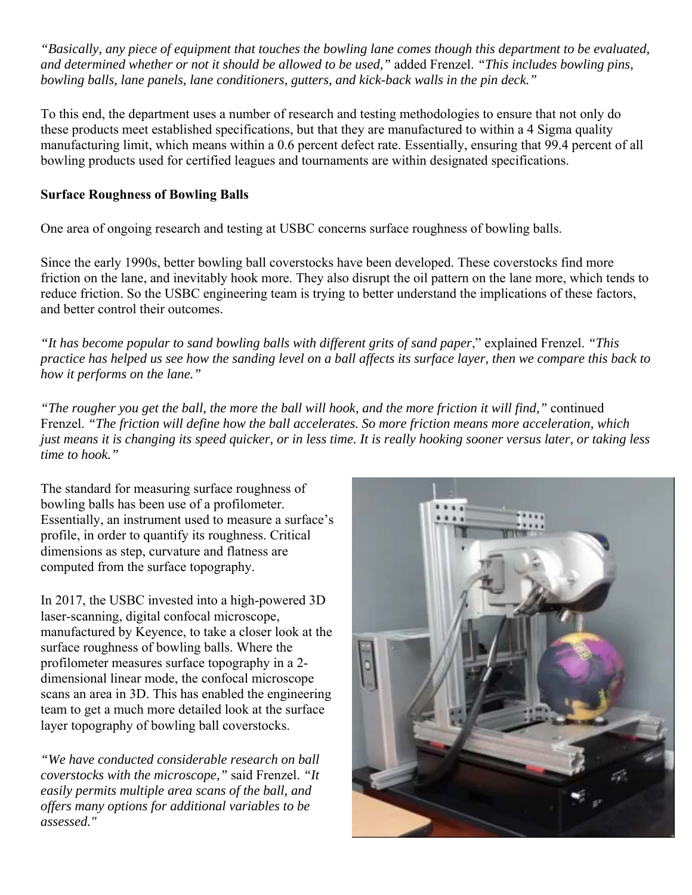*"Basically, any piece of equipment that touches the bowling lane comes though this department to be evaluated, and determined whether or not it should be allowed to be used,"* added Frenzel. *"This includes bowling pins, bowling balls, lane panels, lane conditioners, gutters, and kick-back walls in the pin deck."*

To this end, the department uses a number of research and testing methodologies to ensure that not only do these products meet established specifications, but that they are manufactured to within a 4 Sigma quality manufacturing limit, which means within a 0.6 percent defect rate. Essentially, ensuring that 99.4 percent of all bowling products used for certified leagues and tournaments are within designated specifications.

**Surface Roughness of Bowling Balls**

One area of ongoing research and testing at USBC concerns surface roughness of bowling balls.

Since the early 1990s, better bowling ball coverstocks have been developed. These coverstocks find more friction on the lane, and inevitably hook more. They also disrupt the oil pattern on the lane more, which tends to reduce friction. So the USBC engineering team is trying to better understand the implications of these factors, and better control their outcomes.

*"It has become popular to sand bowling balls with different grits of sand paper*," explained Frenzel. *"This practice has helped us see how the sanding level on a ball affects its surface layer, then we compare this back to how it performs on the lane."*

*"The rougher you get the ball, the more the ball will hook, and the more friction it will find,"* continued Frenzel. *"The friction will define how the ball accelerates. So more friction means more acceleration, which just means it is changing its speed quicker, or in less time. It is really hooking sooner versus later, or taking less time to hook."*

The standard for measuring surface roughness of bowling balls has been use of a profilometer. Essentially, an instrument used to measure a surface's profile, in order to quantify its roughness. Critical dimensions as step, curvature and flatness are computed from the surface topography.

In 2017, the USBC invested into a high-powered 3D laser-scanning, digital confocal microscope, manufactured by Keyence, to take a closer look at the surface roughness of bowling balls. Where the profilometer measures surface topography in a 2-dimensional linear mode, the confocal microscope scans an area in 3D. This has enabled the engineering team to get a much more detailed look at the surface layer topography of bowling ball coverstocks.

*"We have conducted considerable research on ball coverstocks with the microscope,"* said Frenzel. *"It easily permits multiple area scans of the ball, and offers many options for additional variables to be assessed."*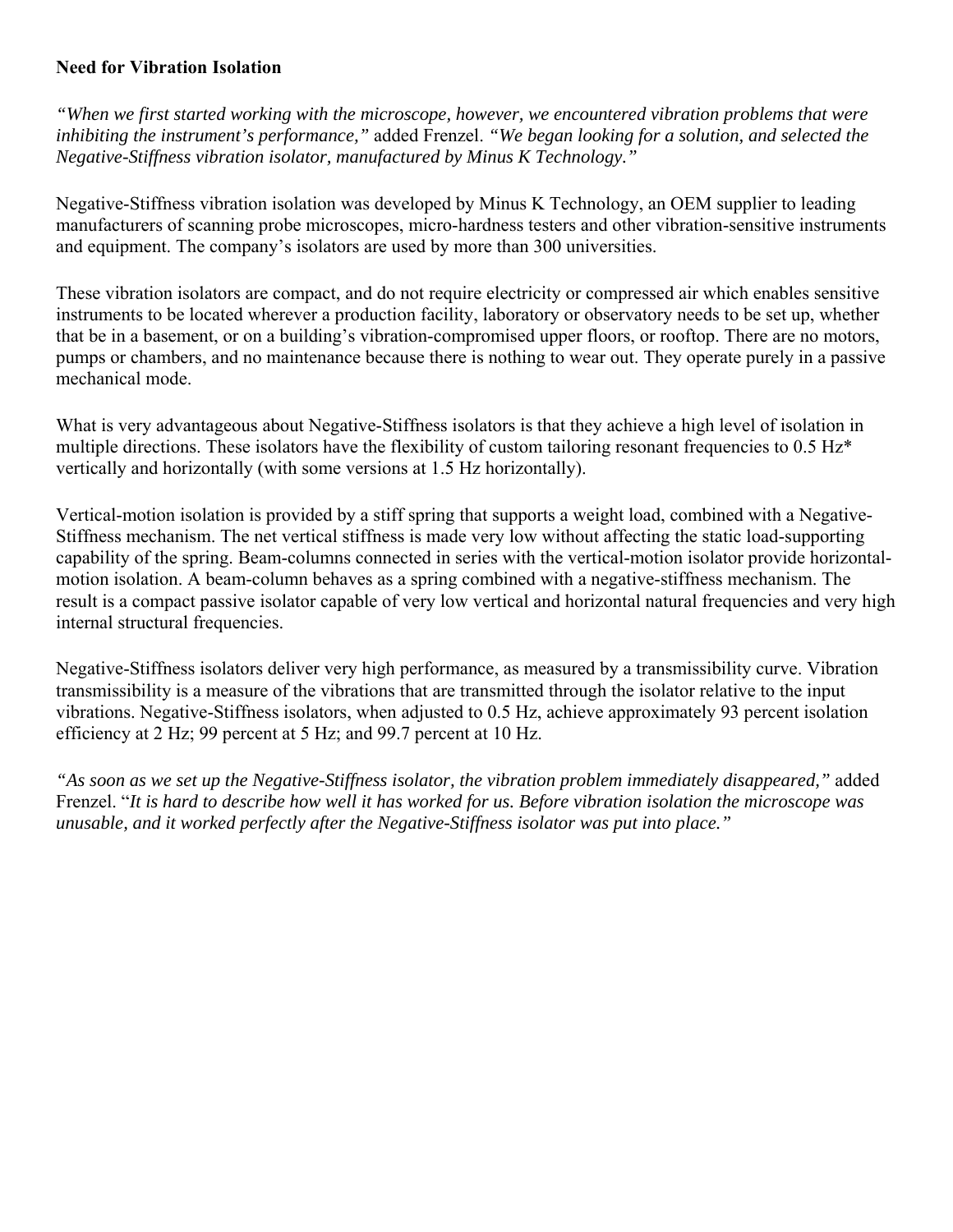**Need for Vibration Isolation**

*"When we first started working with the microscope, however, we encountered vibration problems that were inhibiting the instrument's performance,"* added Frenzel. *"We began looking for a solution, and selected the Negative-Stiffness vibration isolator, manufactured by Minus K Technology."*

Negative-Stiffness vibration isolation was developed by Minus K Technology, an OEM supplier to leading manufacturers of scanning probe microscopes, micro-hardness testers and other vibration-sensitive instruments and equipment. The company's isolators are used by more than 300 universities.

These vibration isolators are compact, and do not require electricity or compressed air which enables sensitive instruments to be located wherever a production facility, laboratory or observatory needs to be set up, whether that be in a basement, or on a building's vibration-compromised upper floors, or rooftop. There are no motors, pumps or chambers, and no maintenance because there is nothing to wear out. They operate purely in a passive mechanical mode.

What is very advantageous about Negative-Stiffness isolators is that they achieve a high level of isolation in multiple directions. These isolators have the flexibility of custom tailoring resonant frequencies to 0.5 Hz* vertically and horizontally (with some versions at 1.5 Hz horizontally).

Vertical-motion isolation is provided by a stiff spring that supports a weight load, combined with a Negative-Stiffness mechanism. The net vertical stiffness is made very low without affecting the static load-supporting capability of the spring. Beam-columns connected in series with the vertical-motion isolator provide horizontal-motion isolation. A beam-column behaves as a spring combined with a negative-stiffness mechanism. The result is a compact passive isolator capable of very low vertical and horizontal natural frequencies and very high internal structural frequencies.

Negative-Stiffness isolators deliver very high performance, as measured by a transmissibility curve. Vibration transmissibility is a measure of the vibrations that are transmitted through the isolator relative to the input vibrations. Negative-Stiffness isolators, when adjusted to 0.5 Hz, achieve approximately 93 percent isolation efficiency at 2 Hz; 99 percent at 5 Hz; and 99.7 percent at 10 Hz.

*"As soon as we set up the Negative-Stiffness isolator, the vibration problem immediately disappeared,"* added Frenzel. "*It is hard to describe how well it has worked for us. Before vibration isolation the microscope was unusable, and it worked perfectly after the Negative-Stiffness isolator was put into place."*